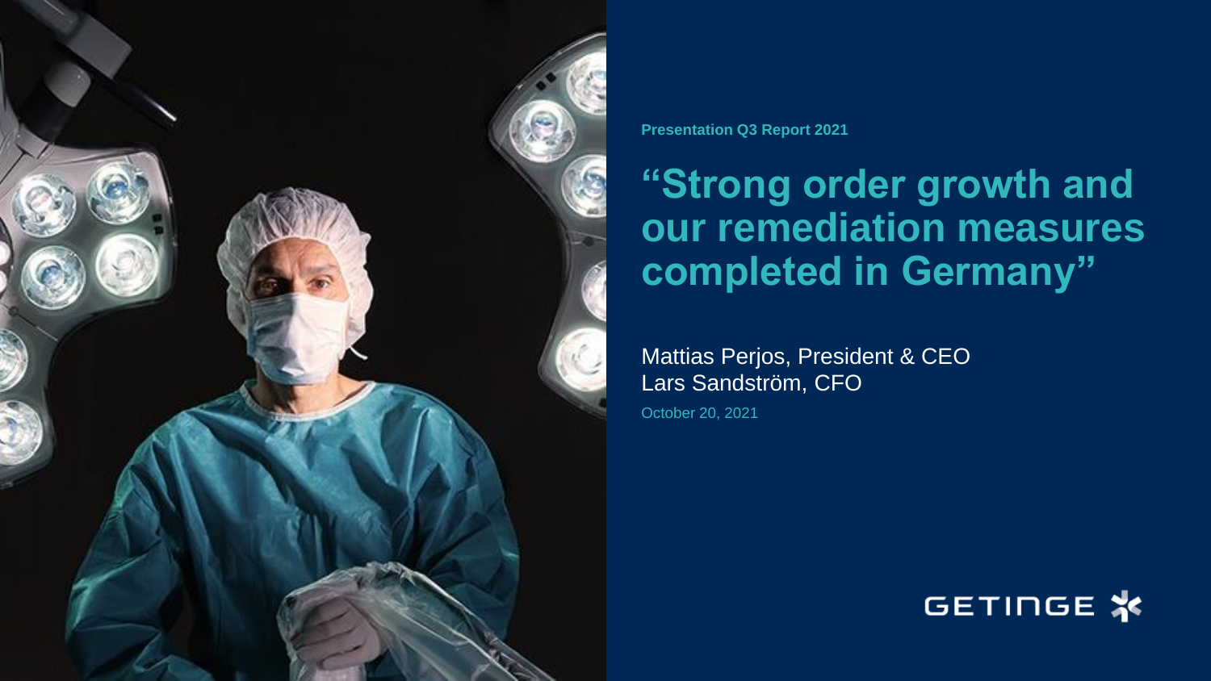Presentation Q3 Report 2021

# "Strong order growth and our remediation measures completed in Germany"

Mattias Perjos, President & CEO
Lars Sandström, CFO

October 20, 2021

GETINGE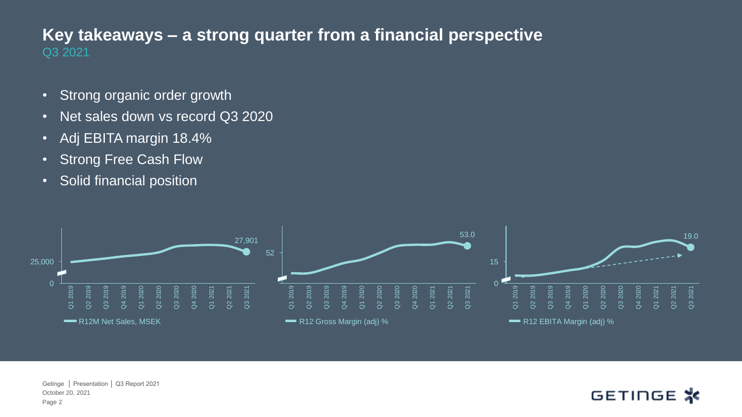# Key takeaways – a strong quarter from a financial perspective

## Q3 2021

- Strong organic order growth
- Net sales down vs record Q3 2020
- Adj EBITA margin 18.4%
- Strong Free Cash Flow
- Solid financial position

R12M Net Sales, MSEK: 27,901 (Q3 2021)

R12 Gross Margin (adj) %: 53.0 (Q3 2021)

R12 EBITA Margin (adj) %: 19.0 (Q3 2021)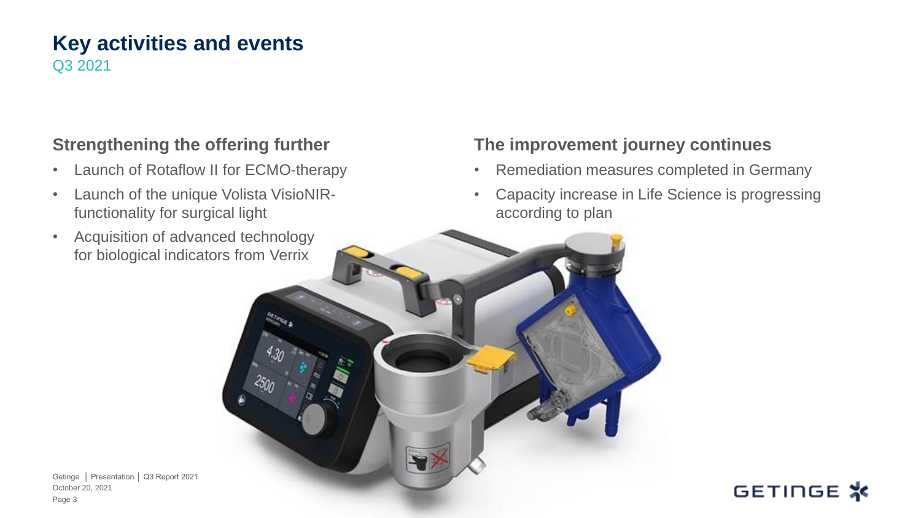# Key activities and events

Q3 2021

## Strengthening the offering further

- Launch of Rotaflow II for ECMO-therapy
- Launch of the unique Volista VisioNIR-functionality for surgical light
- Acquisition of advanced technology for biological indicators from Verrix

## The improvement journey continues

- Remediation measures completed in Germany
- Capacity increase in Life Science is progressing according to plan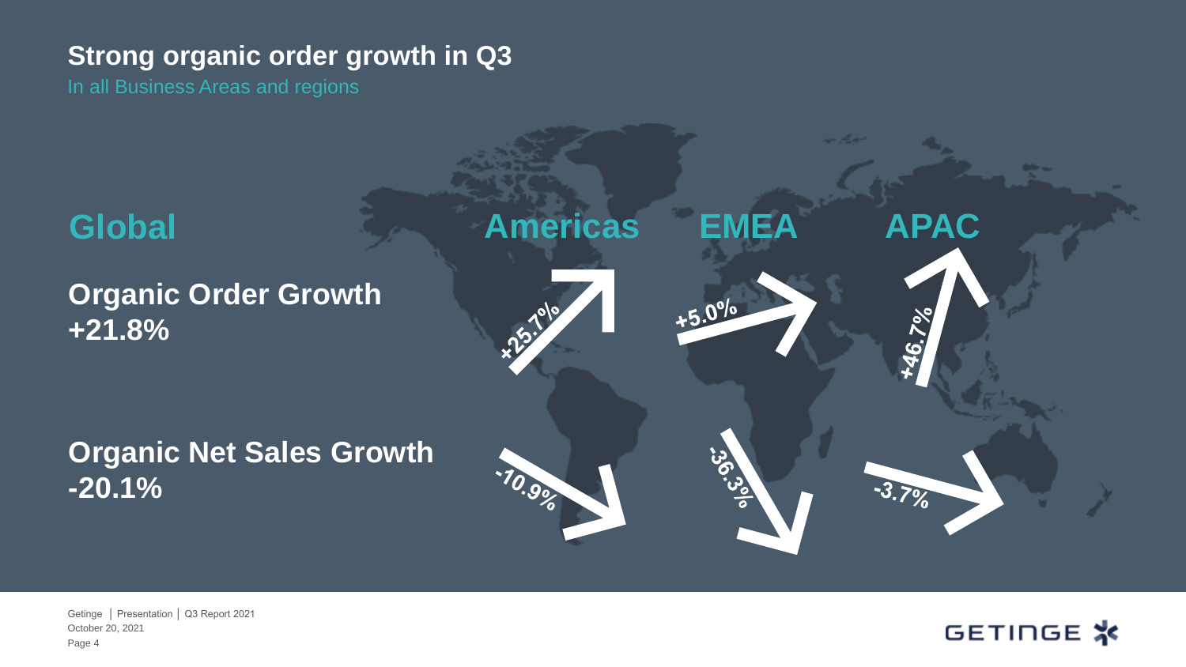# Strong organic order growth in Q3

In all Business Areas and regions

## Global

**Organic Order Growth**
**+21.8%**

**Organic Net Sales Growth**
**-20.1%**

| | Americas | EMEA | APAC |
|---|---|---|---|
| Organic Order Growth | +25.7% | +5.0% | +46.7% |
| Organic Net Sales Growth | -10.9% | -36.3% | -3.7% |

Getinge | Presentation | Q3 Report 2021
October 20, 2021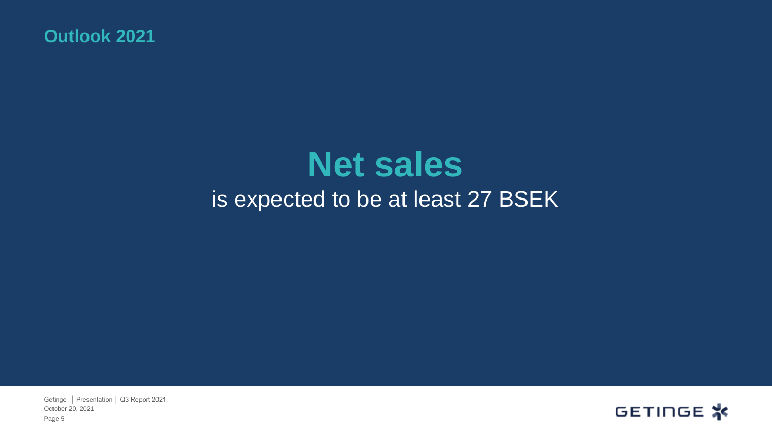## Outlook 2021

# Net sales

is expected to be at least 27 BSEK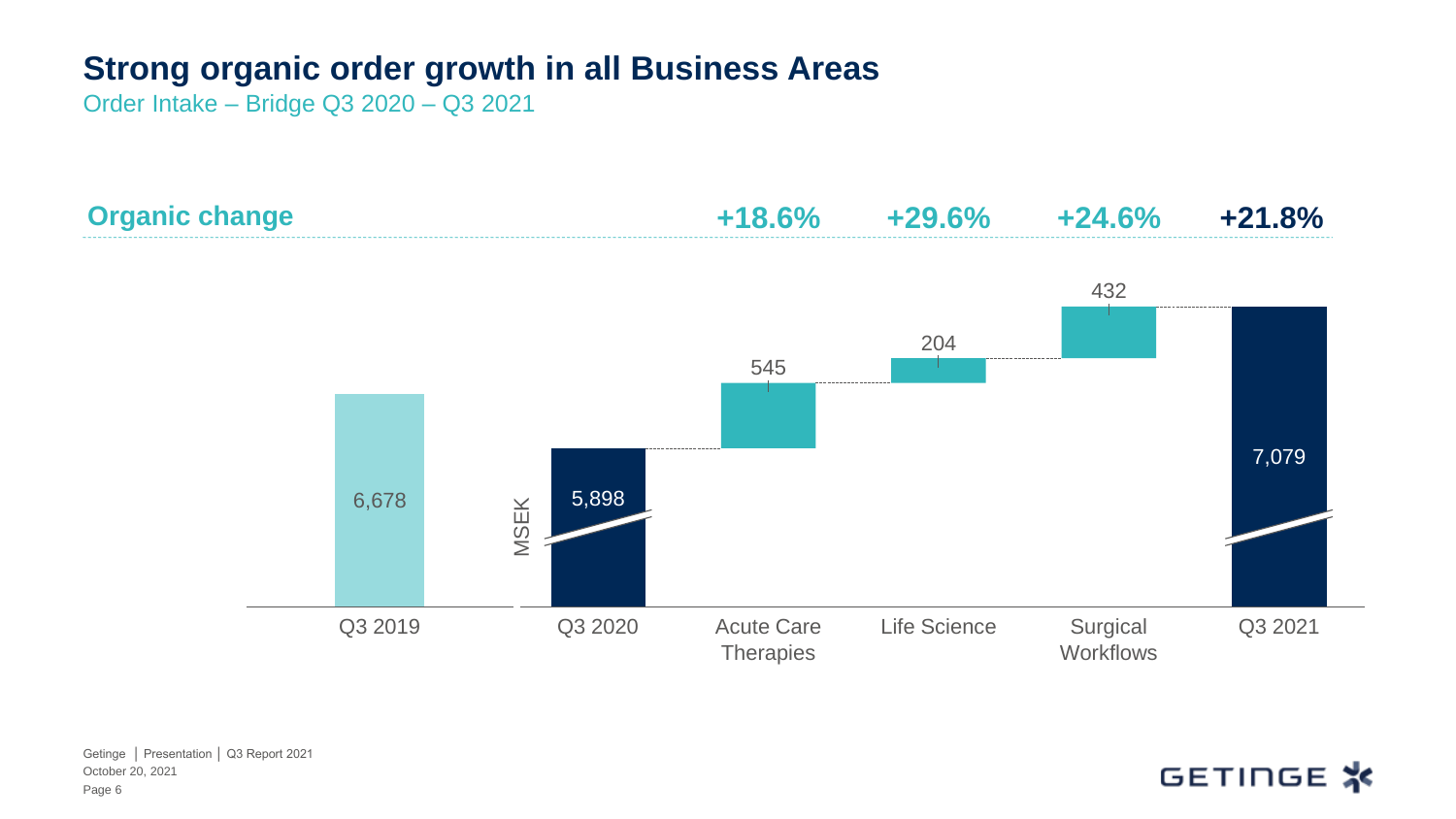# Strong organic order growth in all Business Areas

Order Intake – Bridge Q3 2020 – Q3 2021

**Organic change**

| | Q3 2019 | Q3 2020 | Acute Care Therapies | Life Science | Surgical Workflows | Q3 2021 |
|---|---|---|---|---|---|---|
| Organic change | | | +18.6% | +29.6% | +24.6% | +21.8% |
| MSEK | 6,678 | 5,898 | 545 | 204 | 432 | 7,079 |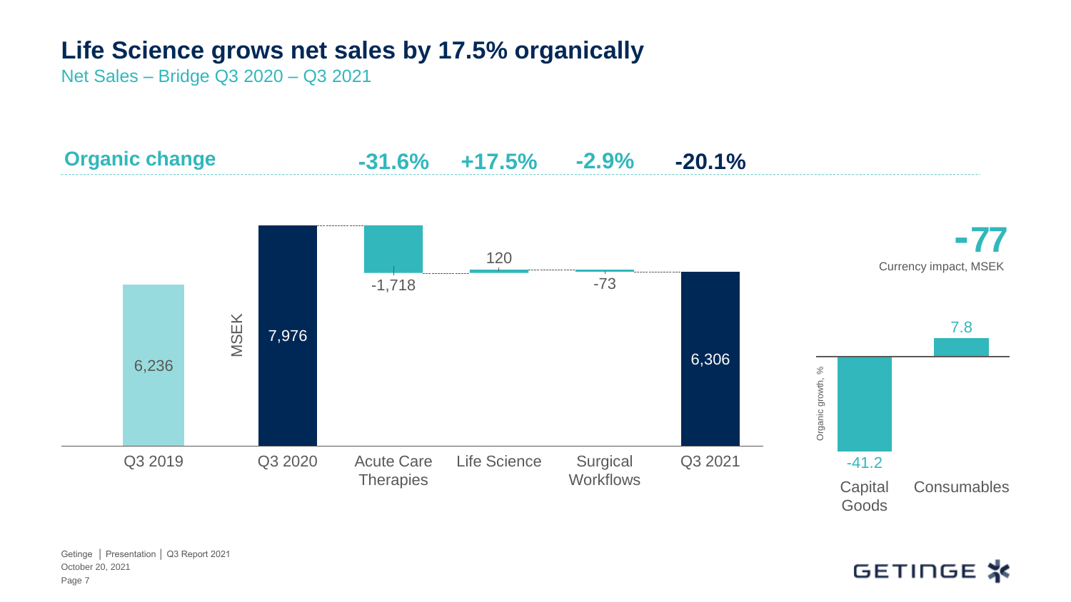# Life Science grows net sales by 17.5% organically

Net Sales – Bridge Q3 2020 – Q3 2021

**Organic change**

| MSEK | Q3 2019 | Q3 2020 | Acute Care Therapies | Life Science | Surgical Workflows | Q3 2021 |
|---|---|---|---|---|---|---|
| Organic change | | | -31.6% | +17.5% | -2.9% | -20.1% |
| Net sales | 6,236 | 7,976 | -1,718 | 120 | -73 | 6,306 |

**-77**
Currency impact, MSEK

| Organic growth, % | Capital Goods | Consumables |
|---|---|---|
| | -41.2 | 7.8 |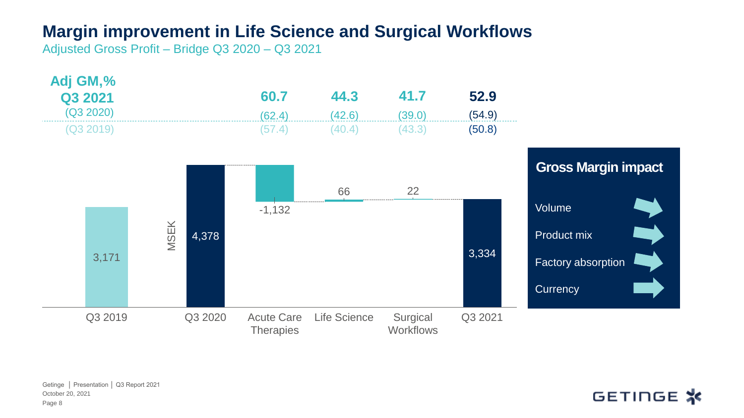# Margin improvement in Life Science and Surgical Workflows

Adjusted Gross Profit – Bridge Q3 2020 – Q3 2021

| Adj GM,% | Acute Care Therapies | Life Science | Surgical Workflows | Total |
|---|---|---|---|---|
| Q3 2021 | 60.7 | 44.3 | 41.7 | 52.9 |
| (Q3 2020) | (62.4) | (42.6) | (39.0) | (54.9) |
| (Q3 2019) | (57.4) | (40.4) | (43.3) | (50.8) |

MSEK

| | MSEK |
|---|---|
| Q3 2019 | 3,171 |
| Q3 2020 | 4,378 |
| Acute Care Therapies | -1,132 |
| Life Science | 66 |
| Surgical Workflows | 22 |
| Q3 2021 | 3,334 |

## Gross Margin impact

- Volume
- Product mix
- Factory absorption
- Currency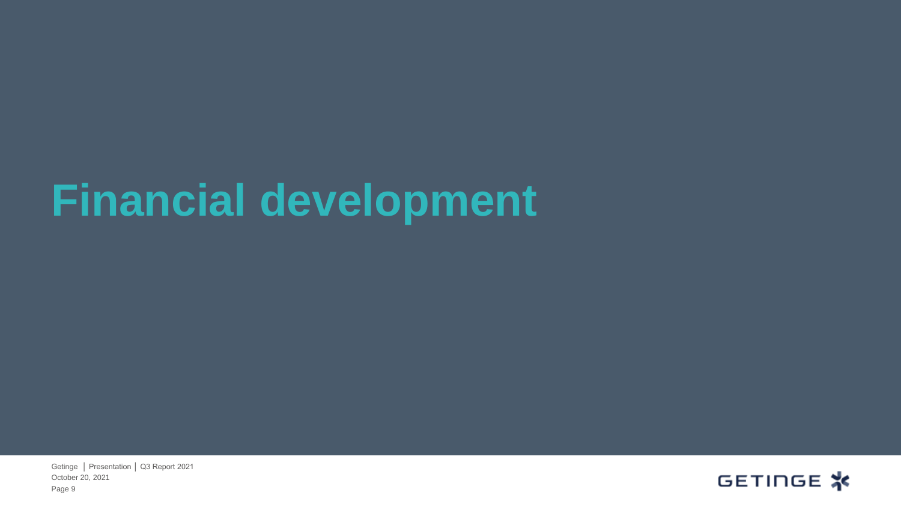# Financial development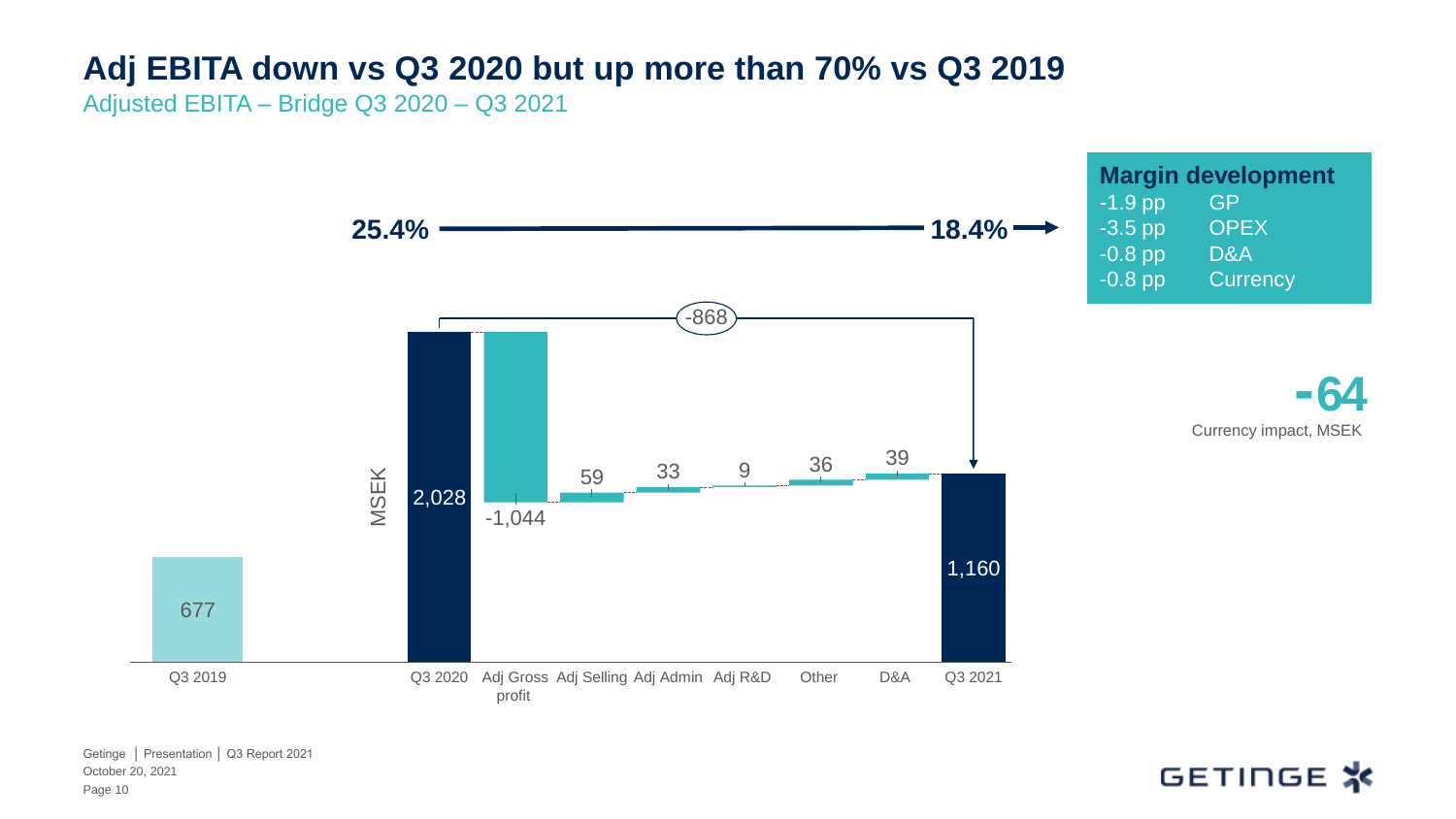# Adj EBITA down vs Q3 2020 but up more than 70% vs Q3 2019

Adjusted EBITA – Bridge Q3 2020 – Q3 2021

25.4% → 18.4%

| Period / Item | MSEK |
|---|---|
| Q3 2019 | 677 |
| Q3 2020 | 2,028 |
| Adj Gross profit | -1,044 |
| Adj Selling | 59 |
| Adj Admin | 33 |
| Adj R&D | 9 |
| Other | 36 |
| D&A | 39 |
| Q3 2021 | 1,160 |

Change Q3 2020 – Q3 2021: -868

**Margin development**

| | |
|---|---|
| -1.9 pp | GP |
| -3.5 pp | OPEX |
| -0.8 pp | D&A |
| -0.8 pp | Currency |

**-64**
Currency impact, MSEK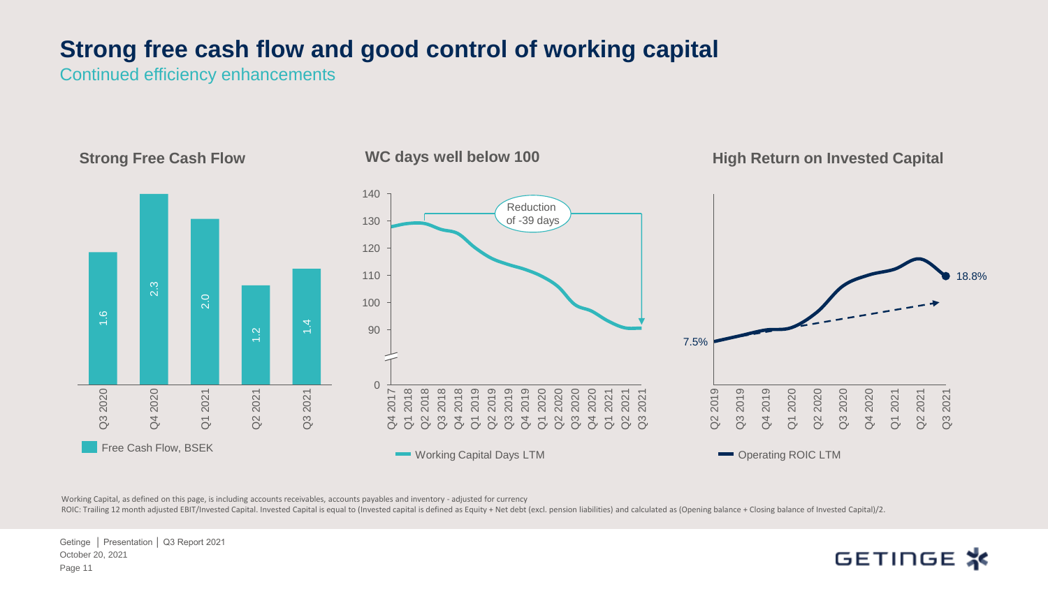# Strong free cash flow and good control of working capital

Continued efficiency enhancements

### Strong Free Cash Flow

| Quarter | Free Cash Flow, BSEK |
|---|---|
| Q3 2020 | 1.6 |
| Q4 2020 | 2.3 |
| Q1 2021 | 2.0 |
| Q2 2021 | 1.2 |
| Q3 2021 | 1.4 |

Free Cash Flow, BSEK

### WC days well below 100

Reduction of -39 days

Y-axis: 0, 90, 100, 110, 120, 130, 140

X-axis: Q4 2017, Q1 2018, Q2 2018, Q3 2018, Q4 2018, Q1 2019, Q2 2019, Q3 2019, Q4 2019, Q1 2020, Q2 2020, Q3 2020, Q4 2020, Q1 2021, Q2 2021, Q3 2021

Working Capital Days LTM

### High Return on Invested Capital

7.5%

18.8%

X-axis: Q2 2019, Q3 2019, Q4 2019, Q1 2020, Q2 2020, Q3 2020, Q4 2020, Q1 2021, Q2 2021, Q3 2021

Operating ROIC LTM

Working Capital, as defined on this page, is including accounts receivables, accounts payables and inventory - adjusted for currency

ROIC: Trailing 12 month adjusted EBIT/Invested Capital. Invested Capital is equal to (Invested capital is defined as Equity + Net debt (excl. pension liabilities) and calculated as (Opening balance + Closing balance of Invested Capital)/2.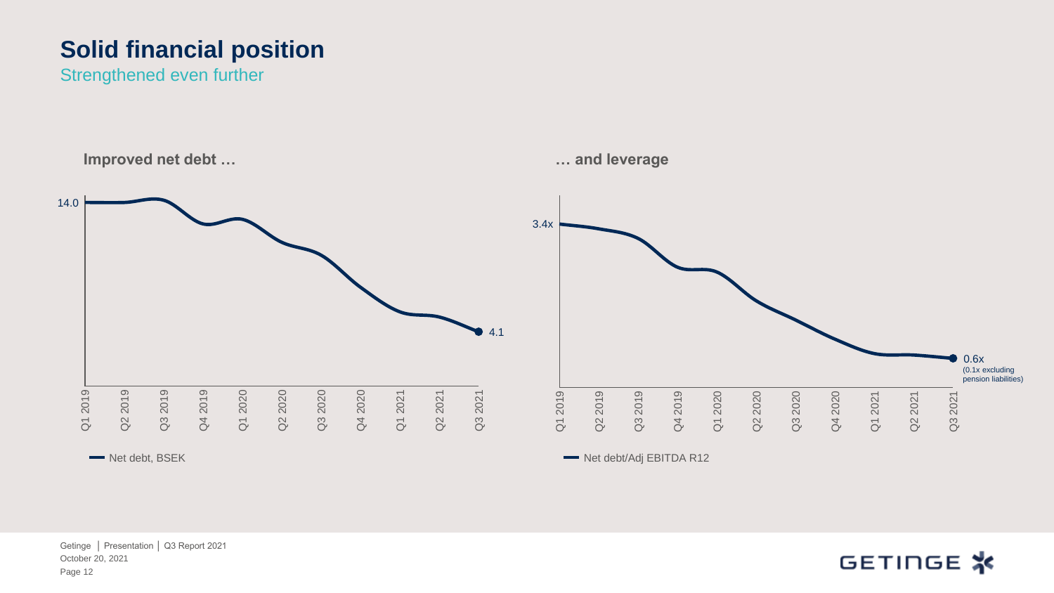# Solid financial position

## Strengthened even further

### Improved net debt …

14.0

4.1

Q1 2019, Q2 2019, Q3 2019, Q4 2019, Q1 2020, Q2 2020, Q3 2020, Q4 2020, Q1 2021, Q2 2021, Q3 2021

Net debt, BSEK

### … and leverage

3.4x

0.6x
(0.1x excluding pension liabilities)

Q1 2019, Q2 2019, Q3 2019, Q4 2019, Q1 2020, Q2 2020, Q3 2020, Q4 2020, Q1 2021, Q2 2021, Q3 2021

Net debt/Adj EBITDA R12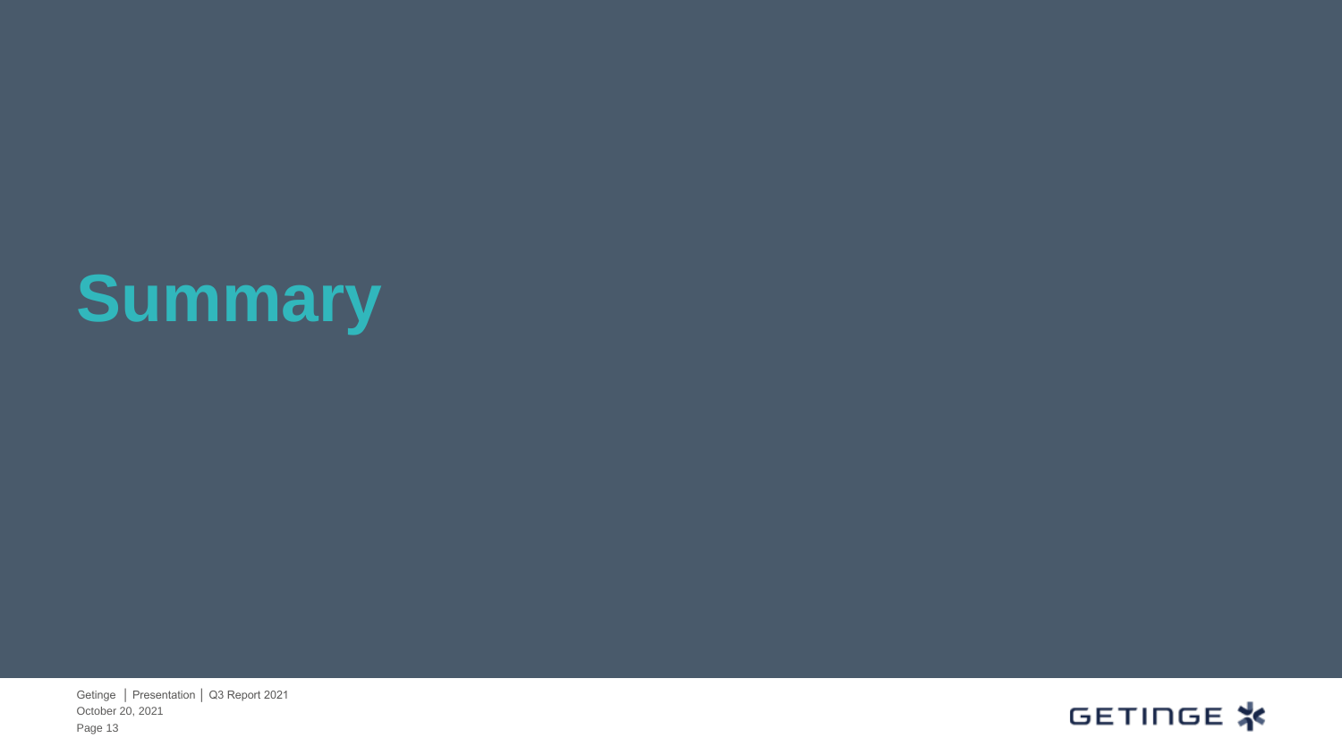# Summary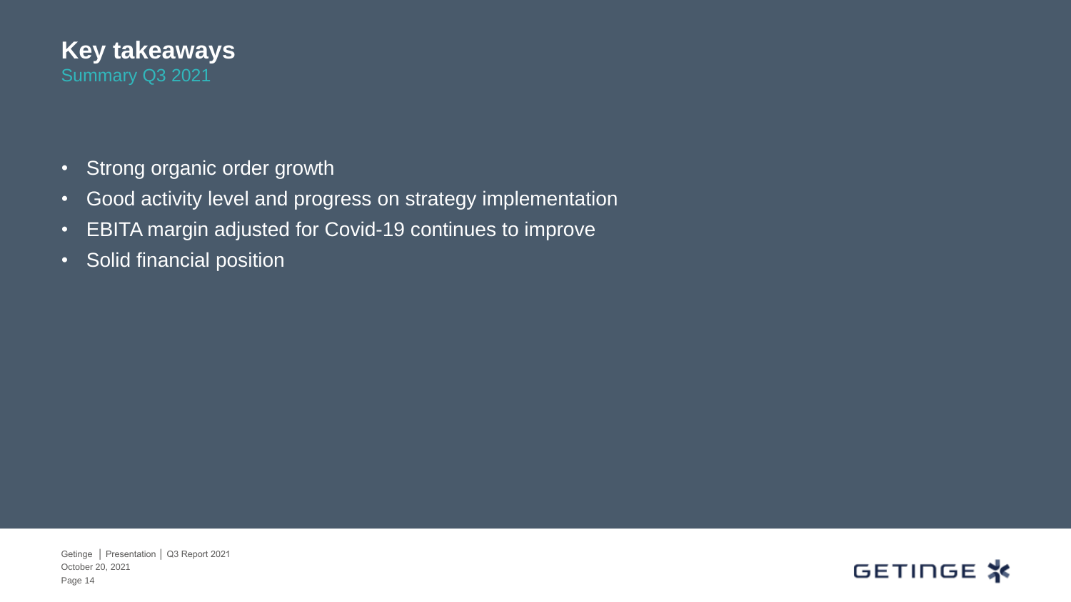# Key takeaways

## Summary Q3 2021

- Strong organic order growth
- Good activity level and progress on strategy implementation
- EBITA margin adjusted for Covid-19 continues to improve
- Solid financial position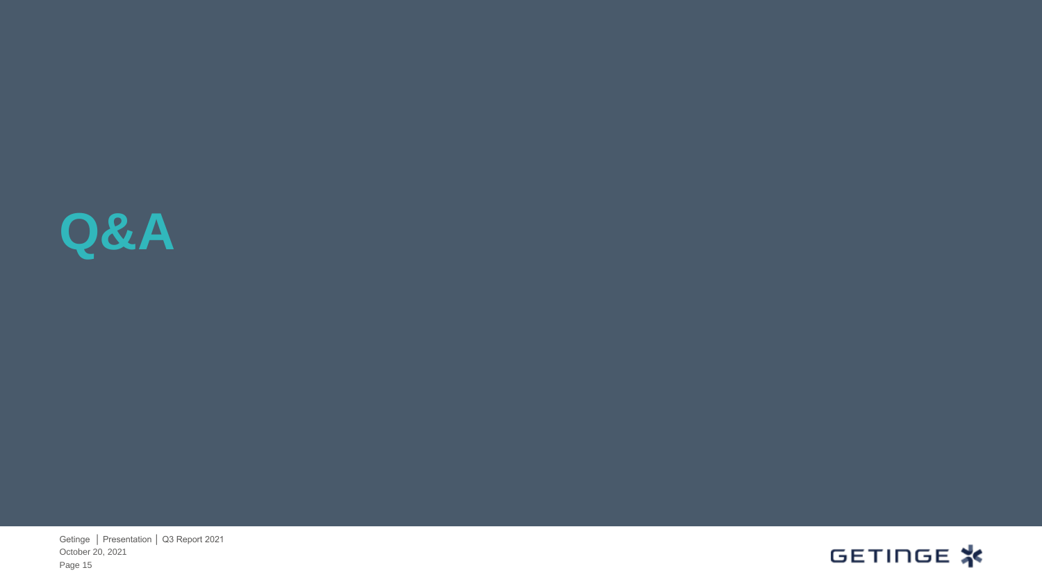# Q&A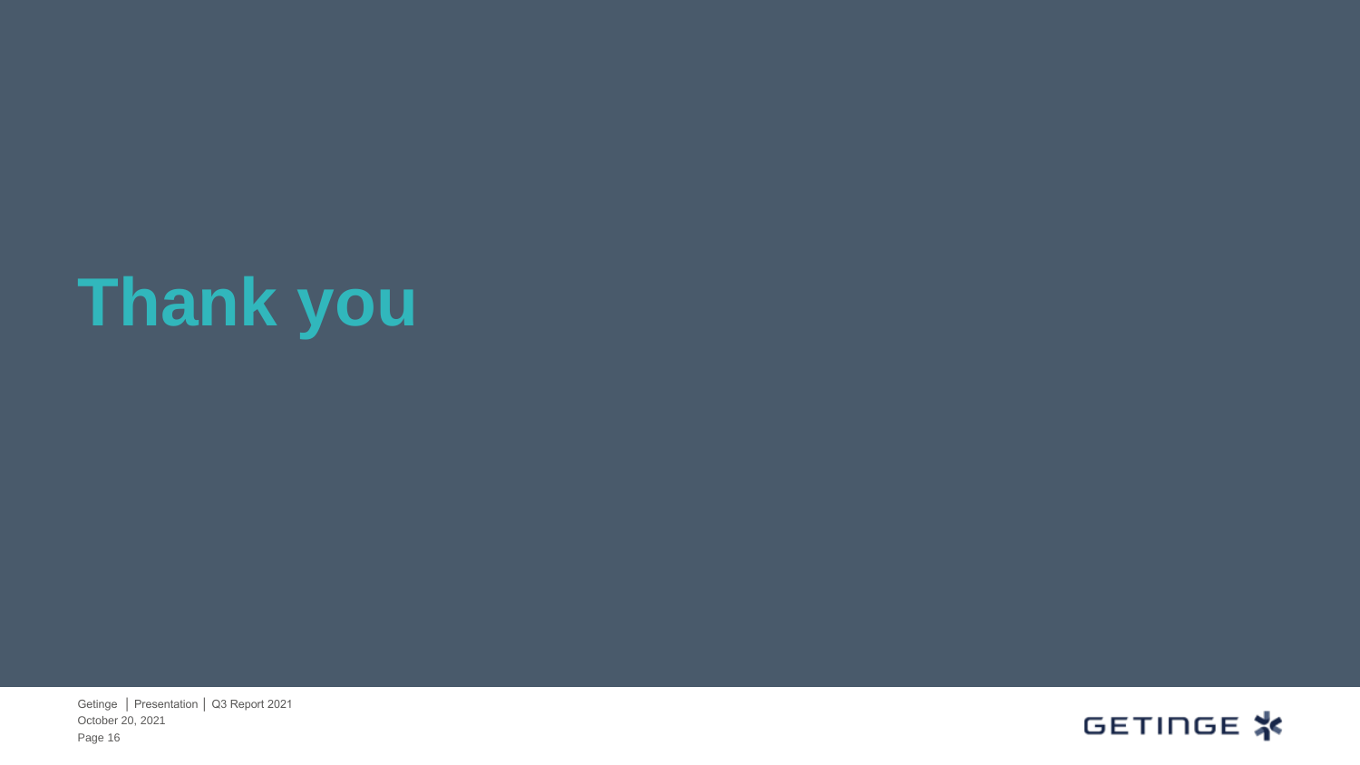# Thank you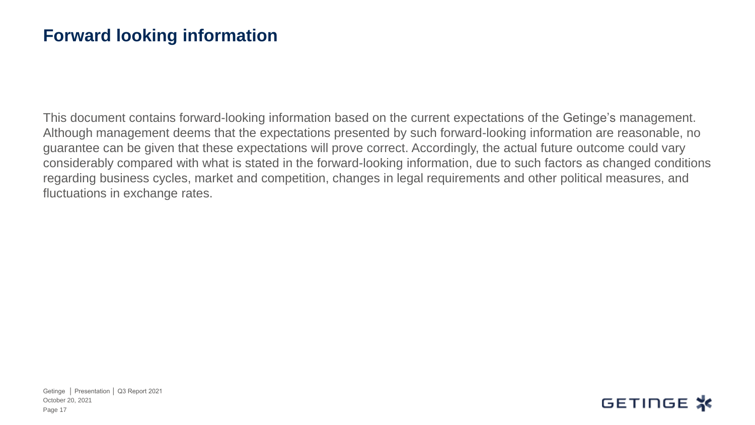# Forward looking information

This document contains forward-looking information based on the current expectations of the Getinge's management. Although management deems that the expectations presented by such forward-looking information are reasonable, no guarantee can be given that these expectations will prove correct. Accordingly, the actual future outcome could vary considerably compared with what is stated in the forward-looking information, due to such factors as changed conditions regarding business cycles, market and competition, changes in legal requirements and other political measures, and fluctuations in exchange rates.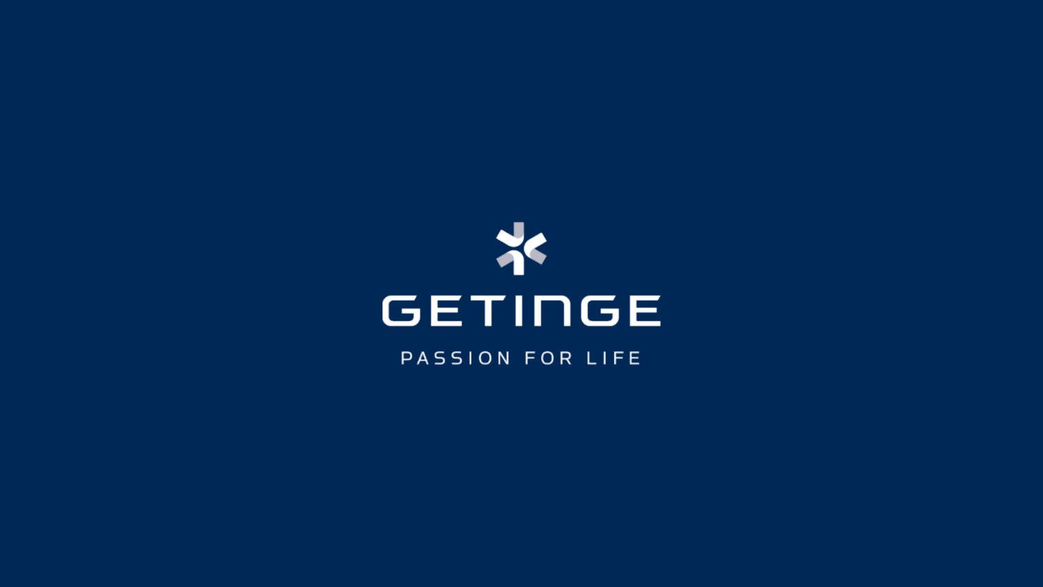GETINGE

PASSION FOR LIFE